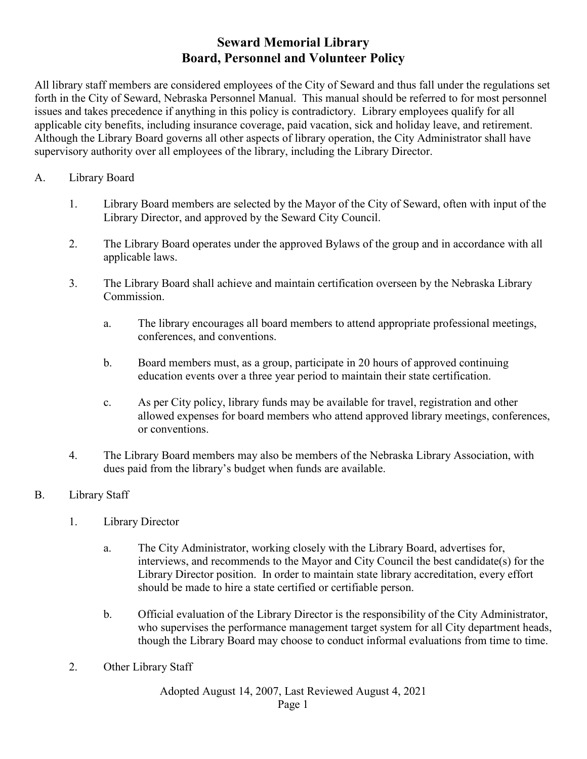# Seward Memorial Library
# Board, Personnel and Volunteer Policy

All library staff members are considered employees of the City of Seward and thus fall under the regulations set forth in the City of Seward, Nebraska Personnel Manual. This manual should be referred to for most personnel issues and takes precedence if anything in this policy is contradictory. Library employees qualify for all applicable city benefits, including insurance coverage, paid vacation, sick and holiday leave, and retirement. Although the Library Board governs all other aspects of library operation, the City Administrator shall have supervisory authority over all employees of the library, including the Library Director.

A. Library Board

1. Library Board members are selected by the Mayor of the City of Seward, often with input of the Library Director, and approved by the Seward City Council.

2. The Library Board operates under the approved Bylaws of the group and in accordance with all applicable laws.

3. The Library Board shall achieve and maintain certification overseen by the Nebraska Library Commission.

   a. The library encourages all board members to attend appropriate professional meetings, conferences, and conventions.

   b. Board members must, as a group, participate in 20 hours of approved continuing education events over a three year period to maintain their state certification.

   c. As per City policy, library funds may be available for travel, registration and other allowed expenses for board members who attend approved library meetings, conferences, or conventions.

4. The Library Board members may also be members of the Nebraska Library Association, with dues paid from the library's budget when funds are available.

B. Library Staff

1. Library Director

   a. The City Administrator, working closely with the Library Board, advertises for, interviews, and recommends to the Mayor and City Council the best candidate(s) for the Library Director position. In order to maintain state library accreditation, every effort should be made to hire a state certified or certifiable person.

   b. Official evaluation of the Library Director is the responsibility of the City Administrator, who supervises the performance management target system for all City department heads, though the Library Board may choose to conduct informal evaluations from time to time.

2. Other Library Staff

Adopted August 14, 2007, Last Reviewed August 4, 2021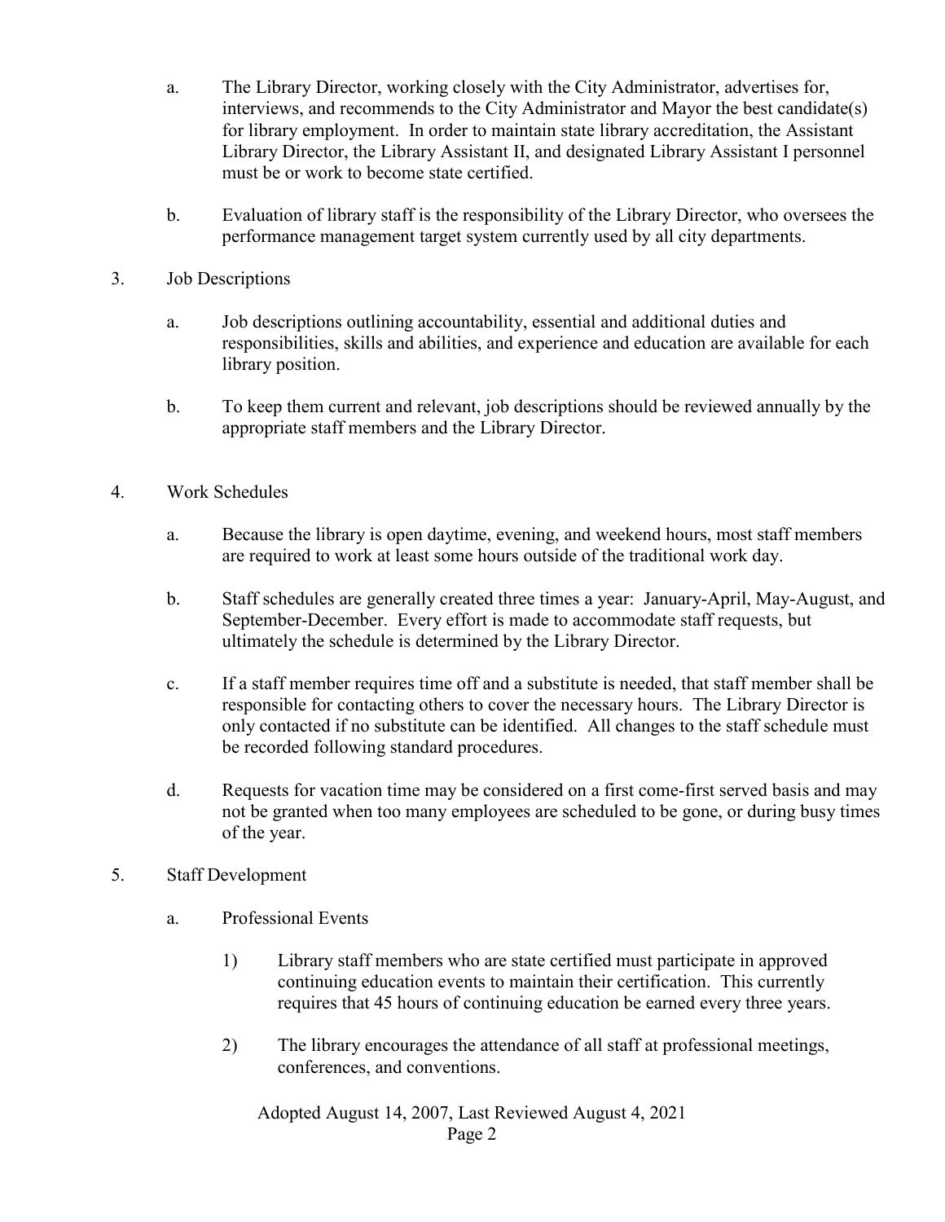a. The Library Director, working closely with the City Administrator, advertises for, interviews, and recommends to the City Administrator and Mayor the best candidate(s) for library employment. In order to maintain state library accreditation, the Assistant Library Director, the Library Assistant II, and designated Library Assistant I personnel must be or work to become state certified.

b. Evaluation of library staff is the responsibility of the Library Director, who oversees the performance management target system currently used by all city departments.

3. Job Descriptions

   a. Job descriptions outlining accountability, essential and additional duties and responsibilities, skills and abilities, and experience and education are available for each library position.

   b. To keep them current and relevant, job descriptions should be reviewed annually by the appropriate staff members and the Library Director.

4. Work Schedules

   a. Because the library is open daytime, evening, and weekend hours, most staff members are required to work at least some hours outside of the traditional work day.

   b. Staff schedules are generally created three times a year: January-April, May-August, and September-December. Every effort is made to accommodate staff requests, but ultimately the schedule is determined by the Library Director.

   c. If a staff member requires time off and a substitute is needed, that staff member shall be responsible for contacting others to cover the necessary hours. The Library Director is only contacted if no substitute can be identified. All changes to the staff schedule must be recorded following standard procedures.

   d. Requests for vacation time may be considered on a first come-first served basis and may not be granted when too many employees are scheduled to be gone, or during busy times of the year.

5. Staff Development

   a. Professional Events

      1) Library staff members who are state certified must participate in approved continuing education events to maintain their certification. This currently requires that 45 hours of continuing education be earned every three years.

      2) The library encourages the attendance of all staff at professional meetings, conferences, and conventions.

Adopted August 14, 2007, Last Reviewed August 4, 2021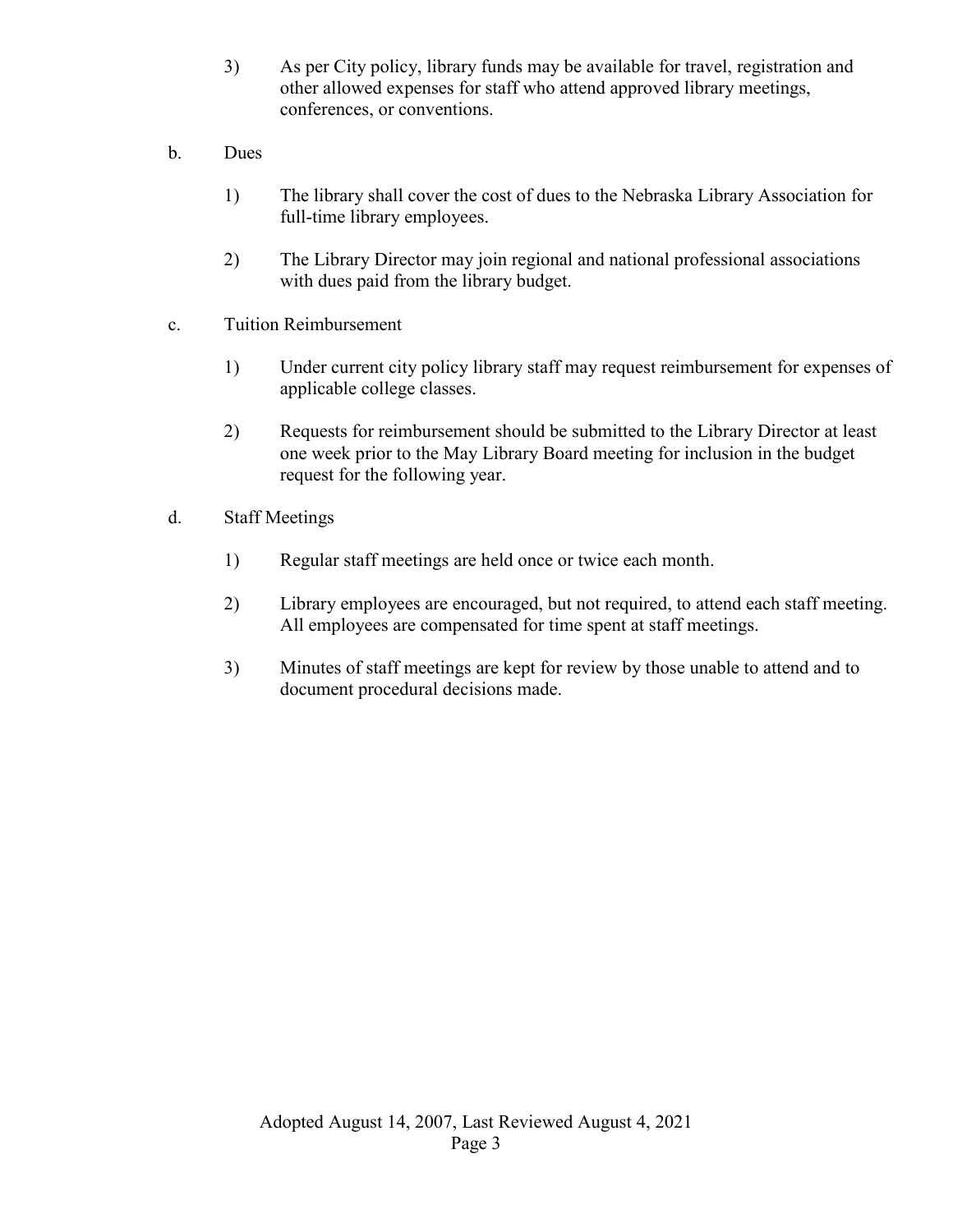3) As per City policy, library funds may be available for travel, registration and other allowed expenses for staff who attend approved library meetings, conferences, or conventions.

b. Dues

1) The library shall cover the cost of dues to the Nebraska Library Association for full-time library employees.

2) The Library Director may join regional and national professional associations with dues paid from the library budget.

c. Tuition Reimbursement

1) Under current city policy library staff may request reimbursement for expenses of applicable college classes.

2) Requests for reimbursement should be submitted to the Library Director at least one week prior to the May Library Board meeting for inclusion in the budget request for the following year.

d. Staff Meetings

1) Regular staff meetings are held once or twice each month.

2) Library employees are encouraged, but not required, to attend each staff meeting. All employees are compensated for time spent at staff meetings.

3) Minutes of staff meetings are kept for review by those unable to attend and to document procedural decisions made.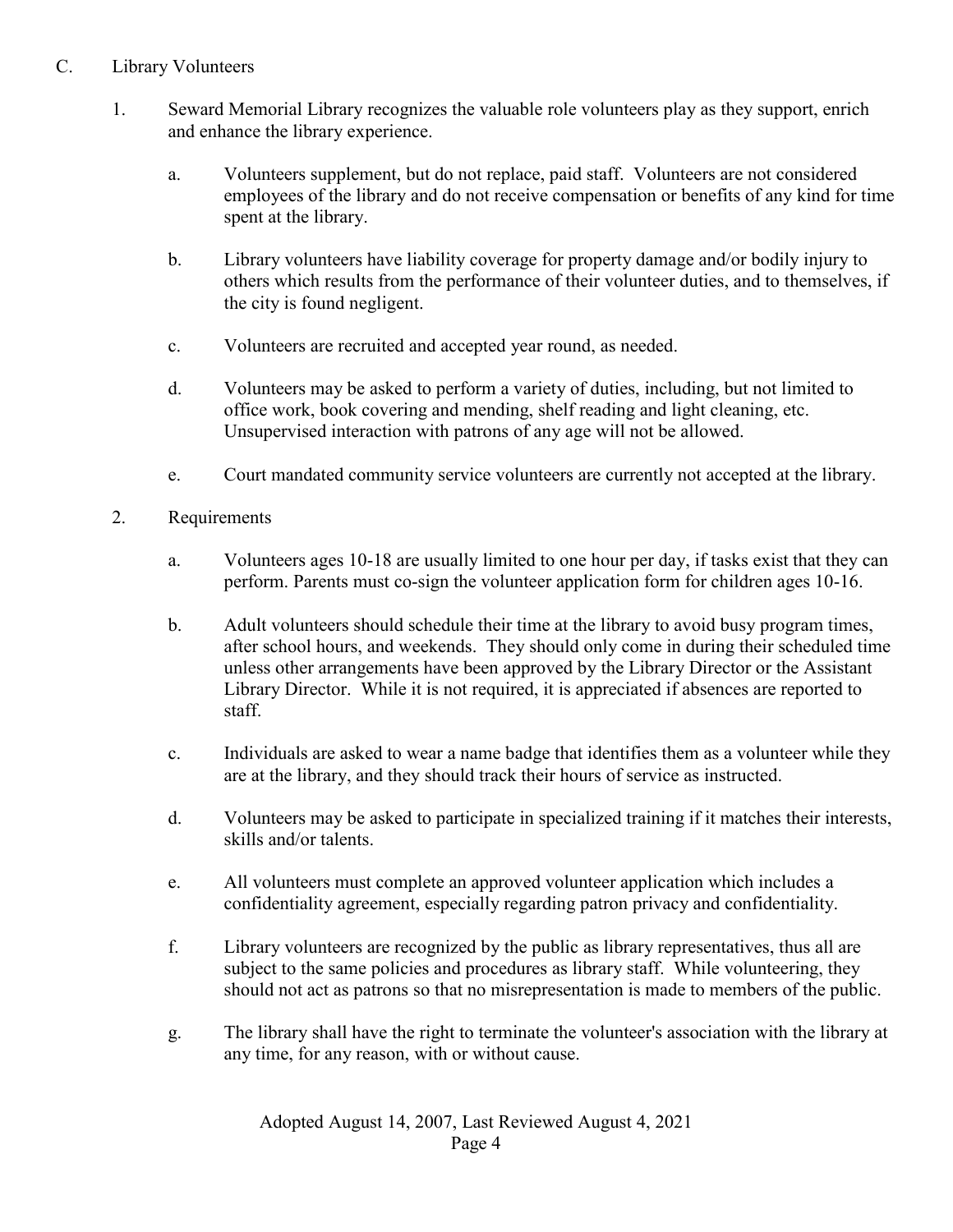## C. Library Volunteers

1. Seward Memorial Library recognizes the valuable role volunteers play as they support, enrich and enhance the library experience.

   a. Volunteers supplement, but do not replace, paid staff. Volunteers are not considered employees of the library and do not receive compensation or benefits of any kind for time spent at the library.

   b. Library volunteers have liability coverage for property damage and/or bodily injury to others which results from the performance of their volunteer duties, and to themselves, if the city is found negligent.

   c. Volunteers are recruited and accepted year round, as needed.

   d. Volunteers may be asked to perform a variety of duties, including, but not limited to office work, book covering and mending, shelf reading and light cleaning, etc. Unsupervised interaction with patrons of any age will not be allowed.

   e. Court mandated community service volunteers are currently not accepted at the library.

2. Requirements

   a. Volunteers ages 10-18 are usually limited to one hour per day, if tasks exist that they can perform. Parents must co-sign the volunteer application form for children ages 10-16.

   b. Adult volunteers should schedule their time at the library to avoid busy program times, after school hours, and weekends. They should only come in during their scheduled time unless other arrangements have been approved by the Library Director or the Assistant Library Director. While it is not required, it is appreciated if absences are reported to staff.

   c. Individuals are asked to wear a name badge that identifies them as a volunteer while they are at the library, and they should track their hours of service as instructed.

   d. Volunteers may be asked to participate in specialized training if it matches their interests, skills and/or talents.

   e. All volunteers must complete an approved volunteer application which includes a confidentiality agreement, especially regarding patron privacy and confidentiality.

   f. Library volunteers are recognized by the public as library representatives, thus all are subject to the same policies and procedures as library staff. While volunteering, they should not act as patrons so that no misrepresentation is made to members of the public.

   g. The library shall have the right to terminate the volunteer's association with the library at any time, for any reason, with or without cause.

Adopted August 14, 2007, Last Reviewed August 4, 2021